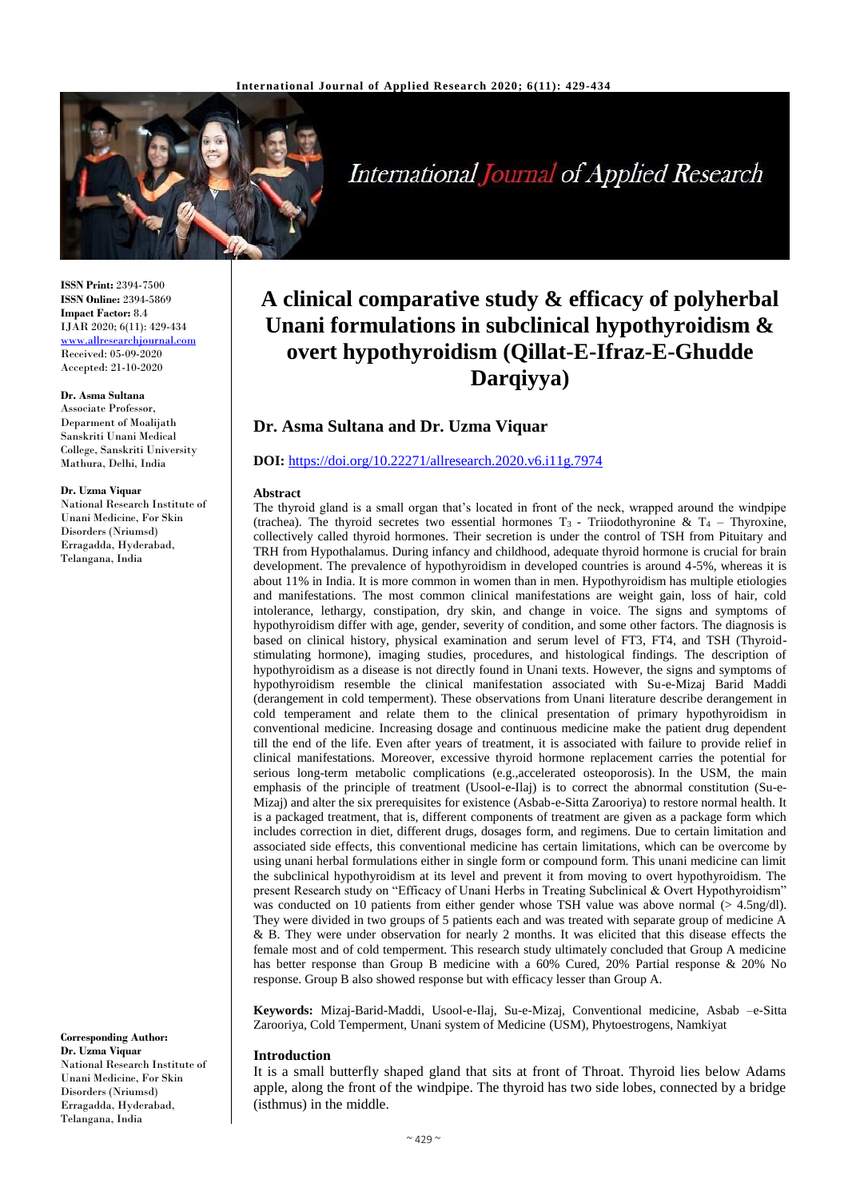# A clinical comparative study & efficacy of polyherbal Unani formulations in subclinical hypothyroidism & overt hypothyroidism (Qillat-E-Ifraz-E-Ghudde Darqiyya)

## Dr. Asma Sultana and Dr. Uzma Viquar

**DOI:** https://doi.org/10.22271/allresearch.2020.v6.i11g.7974

**ISSN Print:** 2394-7500
**ISSN Online:** 2394-5869
**Impact Factor:** 8.4
IJAR 2020; 6(11): 429-434
www.allresearchjournal.com
Received: 05-09-2020
Accepted: 21-10-2020

**Dr. Asma Sultana**
Associate Professor, Deparment of Moalijath Sanskriti Unani Medical College, Sanskriti University Mathura, Delhi, India

**Dr. Uzma Viquar**
National Research Institute of Unani Medicine, For Skin Disorders (Nriumsd) Erragadda, Hyderabad, Telangana, India

**Corresponding Author:**
**Dr. Uzma Viquar**
National Research Institute of Unani Medicine, For Skin Disorders (Nriumsd) Erragadda, Hyderabad, Telangana, India

### Abstract

The thyroid gland is a small organ that's located in front of the neck, wrapped around the windpipe (trachea). The thyroid secretes two essential hormones $T_3$ - Triiodothyronine & $T_4$ – Thyroxine, collectively called thyroid hormones. Their secretion is under the control of TSH from Pituitary and TRH from Hypothalamus. During infancy and childhood, adequate thyroid hormone is crucial for brain development. The prevalence of hypothyroidism in developed countries is around 4-5%, whereas it is about 11% in India. It is more common in women than in men. Hypothyroidism has multiple etiologies and manifestations. The most common clinical manifestations are weight gain, loss of hair, cold intolerance, lethargy, constipation, dry skin, and change in voice. The signs and symptoms of hypothyroidism differ with age, gender, severity of condition, and some other factors. The diagnosis is based on clinical history, physical examination and serum level of FT3, FT4, and TSH (Thyroid-stimulating hormone), imaging studies, procedures, and histological findings. The description of hypothyroidism as a disease is not directly found in Unani texts. However, the signs and symptoms of hypothyroidism resemble the clinical manifestation associated with Su-e-Mizaj Barid Maddi (derangement in cold temperment). These observations from Unani literature describe derangement in cold temperament and relate them to the clinical presentation of primary hypothyroidism in conventional medicine. Increasing dosage and continuous medicine make the patient drug dependent till the end of the life. Even after years of treatment, it is associated with failure to provide relief in clinical manifestations. Moreover, excessive thyroid hormone replacement carries the potential for serious long-term metabolic complications (e.g.,accelerated osteoporosis). In the USM, the main emphasis of the principle of treatment (Usool-e-Ilaj) is to correct the abnormal constitution (Su-e-Mizaj) and alter the six prerequisites for existence (Asbab-e-Sitta Zarooriya) to restore normal health. It is a packaged treatment, that is, different components of treatment are given as a package form which includes correction in diet, different drugs, dosages form, and regimens. Due to certain limitation and associated side effects, this conventional medicine has certain limitations, which can be overcome by using unani herbal formulations either in single form or compound form. This unani medicine can limit the subclinical hypothyroidism at its level and prevent it from moving to overt hypothyroidism. The present Research study on "Efficacy of Unani Herbs in Treating Subclinical & Overt Hypothyroidism" was conducted on 10 patients from either gender whose TSH value was above normal (> 4.5ng/dl). They were divided in two groups of 5 patients each and was treated with separate group of medicine A & B. They were under observation for nearly 2 months. It was elicited that this disease effects the female most and of cold temperment. This research study ultimately concluded that Group A medicine has better response than Group B medicine with a 60% Cured, 20% Partial response & 20% No response. Group B also showed response but with efficacy lesser than Group A.

**Keywords:** Mizaj-Barid-Maddi, Usool-e-Ilaj, Su-e-Mizaj, Conventional medicine, Asbab –e-Sitta Zarooriya, Cold Temperment, Unani system of Medicine (USM), Phytoestrogens, Namkiyat

### Introduction

It is a small butterfly shaped gland that sits at front of Throat. Thyroid lies below Adams apple, along the front of the windpipe. The thyroid has two side lobes, connected by a bridge (isthmus) in the middle.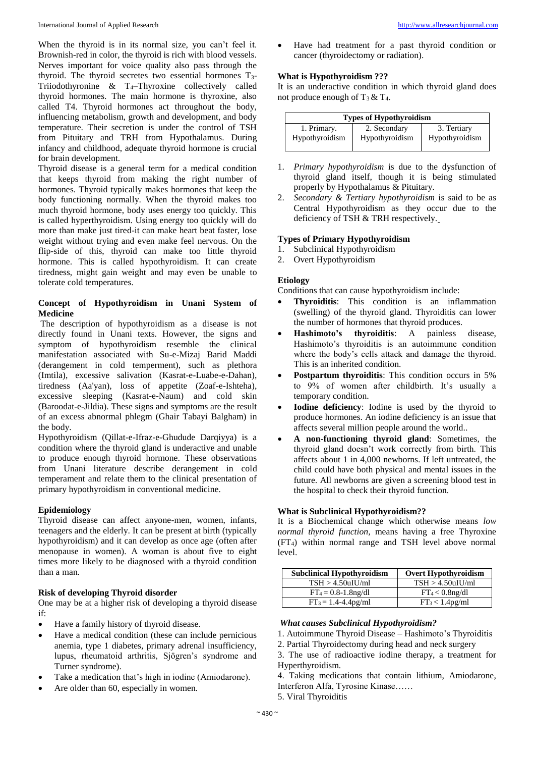When the thyroid is in its normal size, you can't feel it. Brownish-red in color, the thyroid is rich with blood vessels. Nerves important for voice quality also pass through the thyroid. The thyroid secretes two essential hormones $T_3$-Triiodothyronine & $T_4$–Thyroxine collectively called thyroid hormones. The main hormone is thyroxine, also called T4. Thyroid hormones act throughout the body, influencing metabolism, growth and development, and body temperature. Their secretion is under the control of TSH from Pituitary and TRH from Hypothalamus. During infancy and childhood, adequate thyroid hormone is crucial for brain development.

Thyroid disease is a general term for a medical condition that keeps thyroid from making the right number of hormones. Thyroid typically makes hormones that keep the body functioning normally. When the thyroid makes too much thyroid hormone, body uses energy too quickly. This is called hyperthyroidism. Using energy too quickly will do more than make just tired-it can make heart beat faster, lose weight without trying and even make feel nervous. On the flip-side of this, thyroid can make too little thyroid hormone. This is called hypothyroidism. It can create tiredness, might gain weight and may even be unable to tolerate cold temperatures.

### Concept of Hypothyroidism in Unani System of Medicine

The description of hypothyroidism as a disease is not directly found in Unani texts. However, the signs and symptom of hypothyroidism resemble the clinical manifestation associated with Su-e-Mizaj Barid Maddi (derangement in cold temperment), such as plethora (Imtila), excessive salivation (Kasrat-e-Luabe-e-Dahan), tiredness (Aa'yan), loss of appetite (Zoaf-e-Ishteha), excessive sleeping (Kasrat-e-Naum) and cold skin (Baroodat-e-Jildia). These signs and symptoms are the result of an excess abnormal phlegm (Ghair Tabayi Balgham) in the body.

Hypothyroidism (Qillat-e-Ifraz-e-Ghudude Darqiyya) is a condition where the thyroid gland is underactive and unable to produce enough thyroid hormone. These observations from Unani literature describe derangement in cold temperament and relate them to the clinical presentation of primary hypothyroidism in conventional medicine.

### Epidemiology

Thyroid disease can affect anyone-men, women, infants, teenagers and the elderly. It can be present at birth (typically hypothyroidism) and it can develop as once age (often after menopause in women). A woman is about five to eight times more likely to be diagnosed with a thyroid condition than a man.

### Risk of developing Thyroid disorder

One may be at a higher risk of developing a thyroid disease if:

- Have a family history of thyroid disease.
- Have a medical condition (these can include pernicious anemia, type 1 diabetes, primary adrenal insufficiency, lupus, rheumatoid arthritis, Sjögren's syndrome and Turner syndrome).
- Take a medication that's high in iodine (Amiodarone).
- Are older than 60, especially in women.
- Have had treatment for a past thyroid condition or cancer (thyroidectomy or radiation).

### What is Hypothyroidism ???

It is an underactive condition in which thyroid gland does not produce enough of $T_3$ & $T_4$.

| Types of Hypothyroidism | | |
|---|---|---|
| 1. Primary. Hypothyroidism | 2. Secondary Hypothyroidism | 3. Tertiary Hypothyroidism |

1. *Primary hypothyroidism* is due to the dysfunction of thyroid gland itself, though it is being stimulated properly by Hypothalamus & Pituitary.
2. *Secondary & Tertiary hypothyroidism* is said to be as Central Hypothyroidism as they occur due to the deficiency of TSH & TRH respectively.

### Types of Primary Hypothyroidism

1. Subclinical Hypothyroidism
2. Overt Hypothyroidism

### Etiology

Conditions that can cause hypothyroidism include:

- **Thyroiditis**: This condition is an inflammation (swelling) of the thyroid gland. Thyroiditis can lower the number of hormones that thyroid produces.
- **Hashimoto's thyroiditis**: A painless disease, Hashimoto's thyroiditis is an autoimmune condition where the body's cells attack and damage the thyroid. This is an inherited condition.
- **Postpartum thyroiditis**: This condition occurs in 5% to 9% of women after childbirth. It's usually a temporary condition.
- **Iodine deficiency**: Iodine is used by the thyroid to produce hormones. An iodine deficiency is an issue that affects several million people around the world..
- **A non-functioning thyroid gland**: Sometimes, the thyroid gland doesn't work correctly from birth. This affects about 1 in 4,000 newborns. If left untreated, the child could have both physical and mental issues in the future. All newborns are given a screening blood test in the hospital to check their thyroid function.

### What is Subclinical Hypothyroidism??

It is a Biochemical change which otherwise means *low normal thyroid function,* means having a free Thyroxine ($FT_4$) within normal range and TSH level above normal level.

| Subclinical Hypothyroidism | Overt Hypothyroidism |
|---|---|
| TSH > 4.50uIU/ml | TSH > 4.50uIU/ml |
| $FT_4$ = 0.8-1.8ng/dl | $FT_4$ < 0.8ng/dl |
| $FT_3$ = 1.4-4.4pg/ml | $FT_3$ < 1.4pg/ml |

### *What causes Subclinical Hypothyroidism?*

1. Autoimmune Thyroid Disease – Hashimoto's Thyroiditis
2. Partial Thyroidectomy during head and neck surgery
3. The use of radioactive iodine therapy, a treatment for Hyperthyroidism.
4. Taking medications that contain lithium, Amiodarone, Interferon Alfa, Tyrosine Kinase……
5. Viral Thyroiditis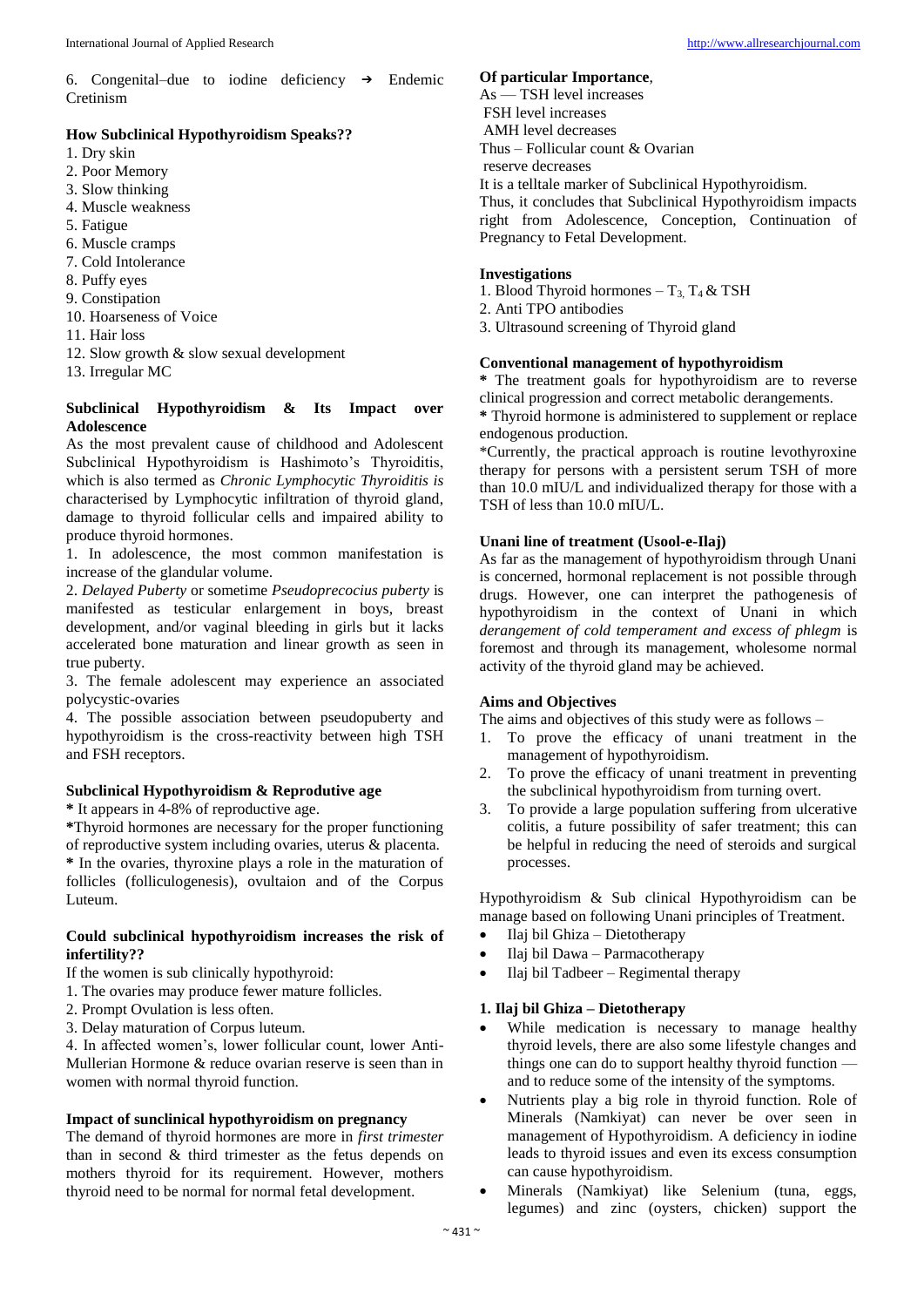6. Congenital–due to iodine deficiency ➔ Endemic Cretinism

**How Subclinical Hypothyroidism Speaks??**

1. Dry skin
2. Poor Memory
3. Slow thinking
4. Muscle weakness
5. Fatigue
6. Muscle cramps
7. Cold Intolerance
8. Puffy eyes
9. Constipation
10. Hoarseness of Voice
11. Hair loss
12. Slow growth & slow sexual development
13. Irregular MC

**Subclinical Hypothyroidism & Its Impact over Adolescence**

As the most prevalent cause of childhood and Adolescent Subclinical Hypothyroidism is Hashimoto's Thyroiditis, which is also termed as *Chronic Lymphocytic Thyroiditis is* characterised by Lymphocytic infiltration of thyroid gland, damage to thyroid follicular cells and impaired ability to produce thyroid hormones.

1. In adolescence, the most common manifestation is increase of the glandular volume.
2. *Delayed Puberty* or sometime *Pseudoprecocius puberty* is manifested as testicular enlargement in boys, breast development, and/or vaginal bleeding in girls but it lacks accelerated bone maturation and linear growth as seen in true puberty.
3. The female adolescent may experience an associated polycystic-ovaries
4. The possible association between pseudopuberty and hypothyroidism is the cross-reactivity between high TSH and FSH receptors.

**Subclinical Hypothyroidism & Reprodutive age**

* It appears in 4-8% of reproductive age.

*Thyroid hormones are necessary for the proper functioning of reproductive system including ovaries, uterus & placenta.

* In the ovaries, thyroxine plays a role in the maturation of follicles (folliculogenesis), ovultaion and of the Corpus Luteum.

**Could subclinical hypothyroidism increases the risk of infertility??**

If the women is sub clinically hypothyroid:

1. The ovaries may produce fewer mature follicles.
2. Prompt Ovulation is less often.
3. Delay maturation of Corpus luteum.
4. In affected women's, lower follicular count, lower Anti-Mullerian Hormone & reduce ovarian reserve is seen than in women with normal thyroid function.

**Impact of sunclinical hypothyroidism on pregnancy**

The demand of thyroid hormones are more in *first trimester* than in second & third trimester as the fetus depends on mothers thyroid for its requirement. However, mothers thyroid need to be normal for normal fetal development.

**Of particular Importance**,

As — TSH level increases
FSH level increases
AMH level decreases
Thus – Follicular count & Ovarian reserve decreases

It is a telltale marker of Subclinical Hypothyroidism.

Thus, it concludes that Subclinical Hypothyroidism impacts right from Adolescence, Conception, Continuation of Pregnancy to Fetal Development.

**Investigations**

1. Blood Thyroid hormones – $T_3$, $T_4$ & TSH
2. Anti TPO antibodies
3. Ultrasound screening of Thyroid gland

**Conventional management of hypothyroidism**

* The treatment goals for hypothyroidism are to reverse clinical progression and correct metabolic derangements.

* Thyroid hormone is administered to supplement or replace endogenous production.

*Currently, the practical approach is routine levothyroxine therapy for persons with a persistent serum TSH of more than 10.0 mIU/L and individualized therapy for those with a TSH of less than 10.0 mIU/L.

**Unani line of treatment (Usool-e-Ilaj)**

As far as the management of hypothyroidism through Unani is concerned, hormonal replacement is not possible through drugs. However, one can interpret the pathogenesis of hypothyroidism in the context of Unani in which *derangement of cold temperament and excess of phlegm* is foremost and through its management, wholesome normal activity of the thyroid gland may be achieved.

**Aims and Objectives**

The aims and objectives of this study were as follows –

1. To prove the efficacy of unani treatment in the management of hypothyroidism.
2. To prove the efficacy of unani treatment in preventing the subclinical hypothyroidism from turning overt.
3. To provide a large population suffering from ulcerative colitis, a future possibility of safer treatment; this can be helpful in reducing the need of steroids and surgical processes.

Hypothyroidism & Sub clinical Hypothyroidism can be manage based on following Unani principles of Treatment.

- Ilaj bil Ghiza – Dietotherapy
- Ilaj bil Dawa – Parmacotherapy
- Ilaj bil Tadbeer – Regimental therapy

**1. Ilaj bil Ghiza – Dietotherapy**

- While medication is necessary to manage healthy thyroid levels, there are also some lifestyle changes and things one can do to support healthy thyroid function — and to reduce some of the intensity of the symptoms.
- Nutrients play a big role in thyroid function. Role of Minerals (Namkiyat) can never be over seen in management of Hypothyroidism. A deficiency in iodine leads to thyroid issues and even its excess consumption can cause hypothyroidism.
- Minerals (Namkiyat) like Selenium (tuna, eggs, legumes) and zinc (oysters, chicken) support the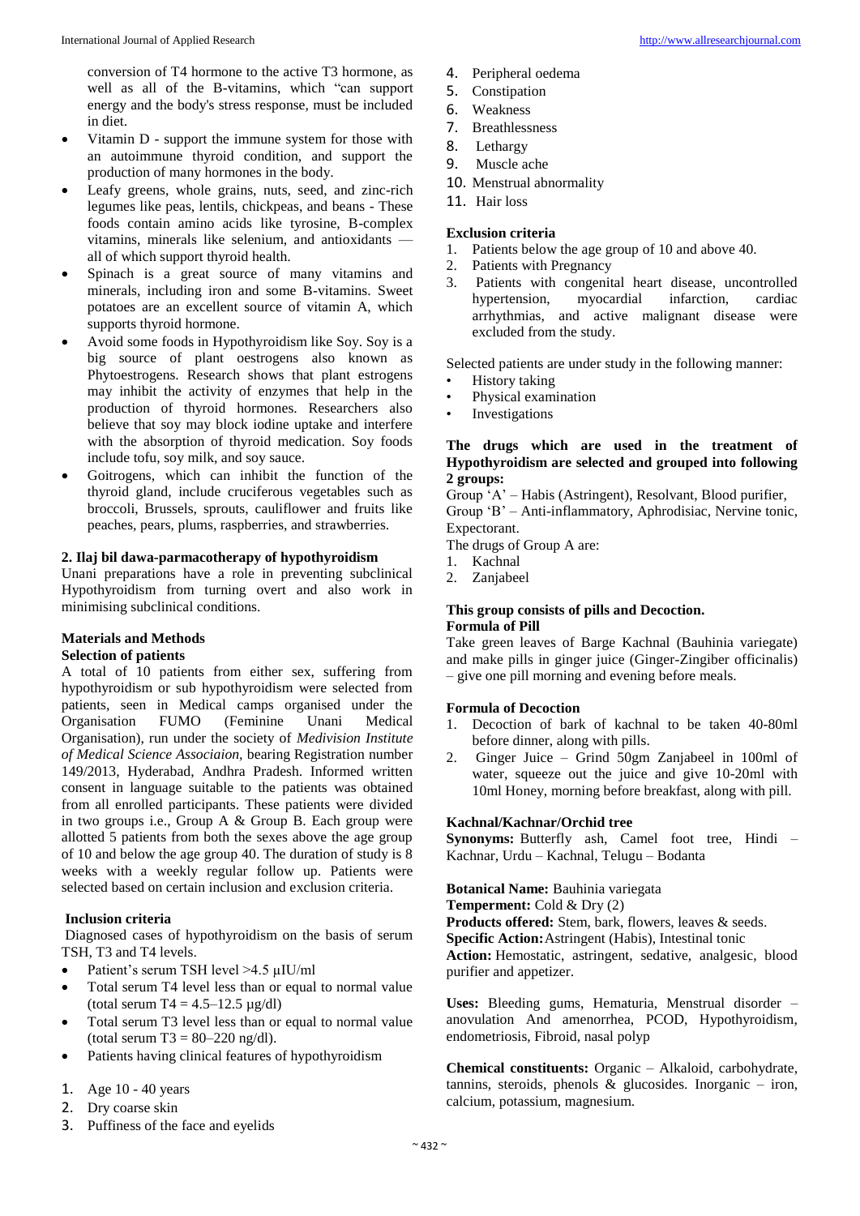conversion of T4 hormone to the active T3 hormone, as well as all of the B-vitamins, which "can support energy and the body's stress response, must be included in diet.

- Vitamin D - support the immune system for those with an autoimmune thyroid condition, and support the production of many hormones in the body.
- Leafy greens, whole grains, nuts, seed, and zinc-rich legumes like peas, lentils, chickpeas, and beans - These foods contain amino acids like tyrosine, B-complex vitamins, minerals like selenium, and antioxidants — all of which support thyroid health.
- Spinach is a great source of many vitamins and minerals, including iron and some B-vitamins. Sweet potatoes are an excellent source of vitamin A, which supports thyroid hormone.
- Avoid some foods in Hypothyroidism like Soy. Soy is a big source of plant oestrogens also known as Phytoestrogens. Research shows that plant estrogens may inhibit the activity of enzymes that help in the production of thyroid hormones. Researchers also believe that soy may block iodine uptake and interfere with the absorption of thyroid medication. Soy foods include tofu, soy milk, and soy sauce.
- Goitrogens, which can inhibit the function of the thyroid gland, include cruciferous vegetables such as broccoli, Brussels, sprouts, cauliflower and fruits like peaches, pears, plums, raspberries, and strawberries.

**2. Ilaj bil dawa-parmacotherapy of hypothyroidism**

Unani preparations have a role in preventing subclinical Hypothyroidism from turning overt and also work in minimising subclinical conditions.

## Materials and Methods

**Selection of patients**

A total of 10 patients from either sex, suffering from hypothyroidism or sub hypothyroidism were selected from patients, seen in Medical camps organised under the Organisation FUMO (Feminine Unani Medical Organisation), run under the society of *Medivision Institute of Medical Science Associaion*, bearing Registration number 149/2013, Hyderabad, Andhra Pradesh. Informed written consent in language suitable to the patients was obtained from all enrolled participants. These patients were divided in two groups i.e., Group A & Group B. Each group were allotted 5 patients from both the sexes above the age group of 10 and below the age group 40. The duration of study is 8 weeks with a weekly regular follow up. Patients were selected based on certain inclusion and exclusion criteria.

**Inclusion criteria**

Diagnosed cases of hypothyroidism on the basis of serum TSH, T3 and T4 levels.

- Patient's serum TSH level >4.5 µIU/ml
- Total serum T4 level less than or equal to normal value (total serum T4 = 4.5–12.5 µg/dl)
- Total serum T3 level less than or equal to normal value (total serum T3 = 80–220 ng/dl).
- Patients having clinical features of hypothyroidism

1. Age 10 - 40 years
2. Dry coarse skin
3. Puffiness of the face and eyelids
4. Peripheral oedema
5. Constipation
6. Weakness
7. Breathlessness
8. Lethargy
9. Muscle ache
10. Menstrual abnormality
11. Hair loss

**Exclusion criteria**

1. Patients below the age group of 10 and above 40.
2. Patients with Pregnancy
3. Patients with congenital heart disease, uncontrolled hypertension, myocardial infarction, cardiac arrhythmias, and active malignant disease were excluded from the study.

Selected patients are under study in the following manner:

- History taking
- Physical examination
- Investigations

**The drugs which are used in the treatment of Hypothyroidism are selected and grouped into following 2 groups:**

Group 'A' – Habis (Astringent), Resolvant, Blood purifier,
Group 'B' – Anti-inflammatory, Aphrodisiac, Nervine tonic, Expectorant.

The drugs of Group A are:

1. Kachnal
2. Zanjabeel

**This group consists of pills and Decoction.**

**Formula of Pill**

Take green leaves of Barge Kachnal (Bauhinia variegate) and make pills in ginger juice (Ginger-Zingiber officinalis) – give one pill morning and evening before meals.

**Formula of Decoction**

1. Decoction of bark of kachnal to be taken 40-80ml before dinner, along with pills.
2. Ginger Juice – Grind 50gm Zanjabeel in 100ml of water, squeeze out the juice and give 10-20ml with 10ml Honey, morning before breakfast, along with pill.

**Kachnal/Kachnar/Orchid tree**

**Synonyms:** Butterfly ash, Camel foot tree, Hindi – Kachnar, Urdu – Kachnal, Telugu – Bodanta

**Botanical Name:** Bauhinia variegata
**Temperment:** Cold & Dry (2)
**Products offered:** Stem, bark, flowers, leaves & seeds.
**Specific Action:** Astringent (Habis), Intestinal tonic
**Action:** Hemostatic, astringent, sedative, analgesic, blood purifier and appetizer.

**Uses:** Bleeding gums, Hematuria, Menstrual disorder – anovulation And amenorrhea, PCOD, Hypothyroidism, endometriosis, Fibroid, nasal polyp

**Chemical constituents:** Organic – Alkaloid, carbohydrate, tannins, steroids, phenols & glucosides. Inorganic – iron, calcium, potassium, magnesium.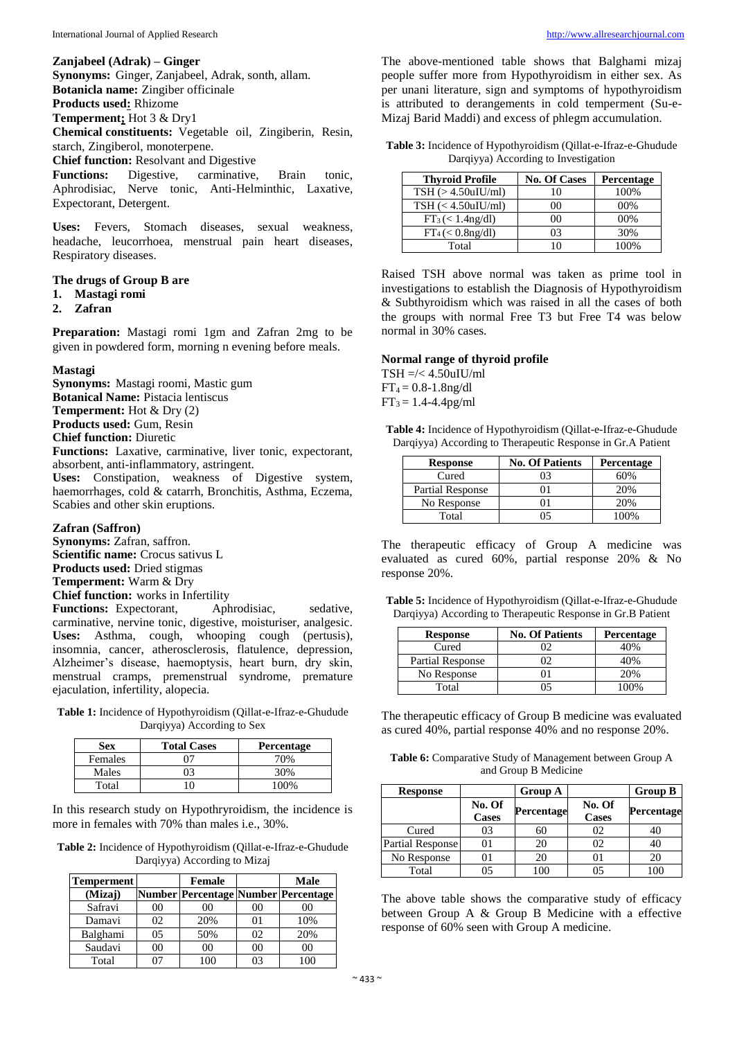**Zanjabeel (Adrak) – Ginger**
**Synonyms:** Ginger, Zanjabeel, Adrak, sonth, allam.
**Botanicla name:** Zingiber officinale
**Products used:** Rhizome
**Temperment:** Hot 3 & Dry1
**Chemical constituents:** Vegetable oil, Zingiberin, Resin, starch, Zingiberol, monoterpene.
**Chief function:** Resolvant and Digestive
**Functions:** Digestive, carminative, Brain tonic, Aphrodisiac, Nerve tonic, Anti-Helminthic, Laxative, Expectorant, Detergent.

**Uses:** Fevers, Stomach diseases, sexual weakness, headache, leucorrhoea, menstrual pain heart diseases, Respiratory diseases.

**The drugs of Group B are**

1. **Mastagi romi**
2. **Zafran**

**Preparation:** Mastagi romi 1gm and Zafran 2mg to be given in powdered form, morning n evening before meals.

**Mastagi**
**Synonyms:** Mastagi roomi, Mastic gum
**Botanical Name:** Pistacia lentiscus
**Temperment:** Hot & Dry (2)
**Products used:** Gum, Resin
**Chief function:** Diuretic
**Functions:** Laxative, carminative, liver tonic, expectorant, absorbent, anti-inflammatory, astringent.
**Uses:** Constipation, weakness of Digestive system, haemorrhages, cold & catarrh, Bronchitis, Asthma, Eczema, Scabies and other skin eruptions.

**Zafran (Saffron)**
**Synonyms:** Zafran, saffron.
**Scientific name:** Crocus sativus L
**Products used:** Dried stigmas
**Temperment:** Warm & Dry
**Chief function:** works in Infertility
**Functions:** Expectorant, Aphrodisiac, sedative, carminative, nervine tonic, digestive, moisturiser, analgesic.
**Uses:** Asthma, cough, whooping cough (pertusis), insomnia, cancer, atherosclerosis, flatulence, depression, Alzheimer's disease, haemoptysis, heart burn, dry skin, menstrual cramps, premenstrual syndrome, premature ejaculation, infertility, alopecia.

**Table 1:** Incidence of Hypothyroidism (Qillat-e-Ifraz-e-Ghudude Darqiyya) According to Sex

| Sex | Total Cases | Percentage |
|---|---|---|
| Females | 07 | 70% |
| Males | 03 | 30% |
| Total | 10 | 100% |

In this research study on Hypothryroidism, the incidence is more in females with 70% than males i.e., 30%.

**Table 2:** Incidence of Hypothyroidism (Qillat-e-Ifraz-e-Ghudude Darqiyya) According to Mizaj

| Temperment | | Female | | Male |
|---|---|---|---|---|
| (Mizaj) | Number | Percentage | Number | Percentage |
| Safravi | 00 | 00 | 00 | 00 |
| Damavi | 02 | 20% | 01 | 10% |
| Balghami | 05 | 50% | 02 | 20% |
| Saudavi | 00 | 00 | 00 | 00 |
| Total | 07 | 100 | 03 | 100 |

The above-mentioned table shows that Balghami mizaj people suffer more from Hypothyroidism in either sex. As per unani literature, sign and symptoms of hypothyroidism is attributed to derangements in cold temperment (Su-e-Mizaj Barid Maddi) and excess of phlegm accumulation.

**Table 3:** Incidence of Hypothyroidism (Qillat-e-Ifraz-e-Ghudude Darqiyya) According to Investigation

| Thyroid Profile | No. Of Cases | Percentage |
|---|---|---|
| TSH (> 4.50uIU/ml) | 10 | 100% |
| TSH (< 4.50uIU/ml) | 00 | 00% |
| $FT_3$ (< 1.4ng/dl) | 00 | 00% |
| $FT_4$ (< 0.8ng/dl) | 03 | 30% |
| Total | 10 | 100% |

Raised TSH above normal was taken as prime tool in investigations to establish the Diagnosis of Hypothyroidism & Subthyroidism which was raised in all the cases of both the groups with normal Free T3 but Free T4 was below normal in 30% cases.

**Normal range of thyroid profile**

TSH =/< 4.50uIU/ml
$FT_4$ = 0.8-1.8ng/dl
$FT_3$ = 1.4-4.4pg/ml

**Table 4:** Incidence of Hypothyroidism (Qillat-e-Ifraz-e-Ghudude Darqiyya) According to Therapeutic Response in Gr.A Patient

| Response | No. Of Patients | Percentage |
|---|---|---|
| Cured | 03 | 60% |
| Partial Response | 01 | 20% |
| No Response | 01 | 20% |
| Total | 05 | 100% |

The therapeutic efficacy of Group A medicine was evaluated as cured 60%, partial response 20% & No response 20%.

**Table 5:** Incidence of Hypothyroidism (Qillat-e-Ifraz-e-Ghudude Darqiyya) According to Therapeutic Response in Gr.B Patient

| Response | No. Of Patients | Percentage |
|---|---|---|
| Cured | 02 | 40% |
| Partial Response | 02 | 40% |
| No Response | 01 | 20% |
| Total | 05 | 100% |

The therapeutic efficacy of Group B medicine was evaluated as cured 40%, partial response 40% and no response 20%.

**Table 6:** Comparative Study of Management between Group A and Group B Medicine

| Response | | Group A | | Group B |
|---|---|---|---|---|
| | No. Of Cases | Percentage | No. Of Cases | Percentage |
| Cured | 03 | 60 | 02 | 40 |
| Partial Response | 01 | 20 | 02 | 40 |
| No Response | 01 | 20 | 01 | 20 |
| Total | 05 | 100 | 05 | 100 |

The above table shows the comparative study of efficacy between Group A & Group B Medicine with a effective response of 60% seen with Group A medicine.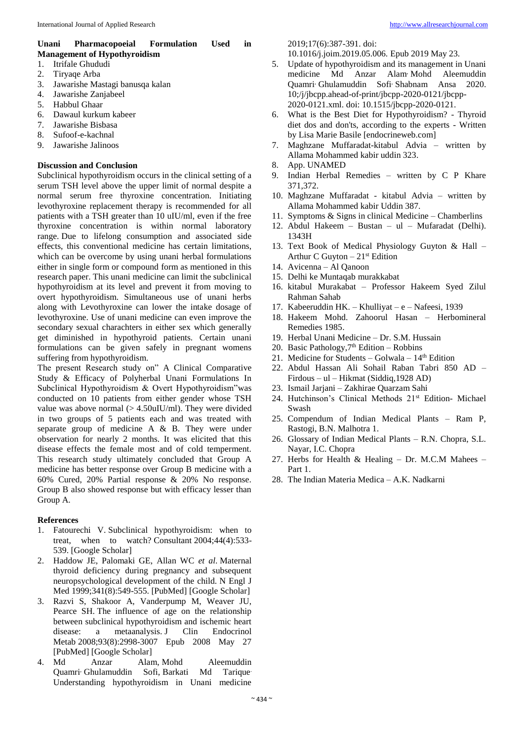**Unani Pharmacopoeial Formulation Used in Management of Hypothyroidism**

1. Itrifale Ghududi
2. Tiryaqe Arba
3. Jawarishe Mastagi banusqa kalan
4. Jawarishe Zanjabeel
5. Habbul Ghaar
6. Dawaul kurkum kabeer
7. Jawarishe Bisbasa
8. Sufoof-e-kachnal
9. Jawarishe Jalinoos

**Discussion and Conclusion**

Subclinical hypothyroidism occurs in the clinical setting of a serum TSH level above the upper limit of normal despite a normal serum free thyroxine concentration. Initiating levothyroxine replacement therapy is recommended for all patients with a TSH greater than 10 uIU/ml, even if the free thyroxine concentration is within normal laboratory range. Due to lifelong consumption and associated side effects, this conventional medicine has certain limitations, which can be overcome by using unani herbal formulations either in single form or compound form as mentioned in this research paper. This unani medicine can limit the subclinical hypothyroidism at its level and prevent it from moving to overt hypothyroidism. Simultaneous use of unani herbs along with Levothyroxine can lower the intake dosage of levothyroxine. Use of unani medicine can even improve the secondary sexual charachters in either sex which generally get diminished in hypothyroid patients. Certain unani formulations can be given safely in pregnant womens suffering from hypothyroidism.

The present Research study on" A Clinical Comparative Study & Efficacy of Polyherbal Unani Formulations In Subclinical Hypothyroidism & Overt Hypothyroidism"was conducted on 10 patients from either gender whose TSH value was above normal (> 4.50uIU/ml). They were divided in two groups of 5 patients each and was treated with separate group of medicine A & B. They were under observation for nearly 2 months. It was elicited that this disease effects the female most and of cold temperment. This research study ultimately concluded that Group A medicine has better response over Group B medicine with a 60% Cured, 20% Partial response & 20% No response. Group B also showed response but with efficacy lesser than Group A.

**References**

1. Fatourechi V. Subclinical hypothyroidism: when to treat, when to watch? Consultant 2004;44(4):533-539. [Google Scholar]
2. Haddow JE, Palomaki GE, Allan WC *et al.* Maternal thyroid deficiency during pregnancy and subsequent neuropsychological development of the child. N Engl J Med 1999;341(8):549-555. [PubMed] [Google Scholar]
3. Razvi S, Shakoor A, Vanderpump M, Weaver JU, Pearce SH. The influence of age on the relationship between subclinical hypothyroidism and ischemic heart disease: a metaanalysis. J Clin Endocrinol Metab 2008;93(8):2998-3007 Epub 2008 May 27 [PubMed] [Google Scholar]
4. Md Anzar Alam, Mohd Aleemuddin Quamri, Ghulamuddin Sofi, Barkati Md Tarique. Understanding hypothyroidism in Unani medicine 2019;17(6):387-391. doi: 10.1016/j.joim.2019.05.006. Epub 2019 May 23.
5. Update of hypothyroidism and its management in Unani medicine Md Anzar Alam, Mohd Aleemuddin Quamri, Ghulamuddin Sofi, Shabnam Ansa 2020. 10;/j/jbcpp.ahead-of-print/jbcpp-2020-0121/jbcpp-2020-0121.xml. doi: 10.1515/jbcpp-2020-0121.
6. What is the Best Diet for Hypothyroidism? - Thyroid diet dos and don'ts, according to the experts - Written by Lisa Marie Basile [endocrineweb.com]
7. Maghzane Muffaradat-kitabul Advia – written by Allama Mohammed kabir uddin 323.
8. App. UNAMED
9. Indian Herbal Remedies – written by C P Khare 371,372.
10. Maghzane Muffaradat - kitabul Advia – written by Allama Mohammed kabir Uddin 387.
11. Symptoms & Signs in clinical Medicine – Chamberlins
12. Abdul Hakeem – Bustan – ul – Mufaradat (Delhi). 1343H
13. Text Book of Medical Physiology Guyton & Hall – Arthur C Guyton – 21st Edition
14. Avicenna – Al Qanoon
15. Delhi ke Muntaqab murakkabat
16. kitabul Murakabat – Professor Hakeem Syed Zilul Rahman Sahab
17. Kabeeruddin HK. – Khulliyat – e – Nafeesi, 1939
18. Hakeem Mohd. Zahoorul Hasan – Herbomineral Remedies 1985.
19. Herbal Unani Medicine – Dr. S.M. Hussain
20. Basic Pathology,7th Edition – Robbins
21. Medicine for Students – Golwala – 14th Edition
22. Abdul Hassan Ali Sohail Raban Tabri 850 AD – Firdous – ul – Hikmat (Siddiq,1928 AD)
23. Ismail Jarjani – Zakhirae Quarzam Sahi
24. Hutchinson's Clinical Methods 21st Edition- Michael Swash
25. Compendum of Indian Medical Plants – Ram P, Rastogi, B.N. Malhotra 1.
26. Glossary of Indian Medical Plants – R.N. Chopra, S.L. Nayar, I.C. Chopra
27. Herbs for Health & Healing – Dr. M.C.M Mahees – Part 1.
28. The Indian Materia Medica – A.K. Nadkarni